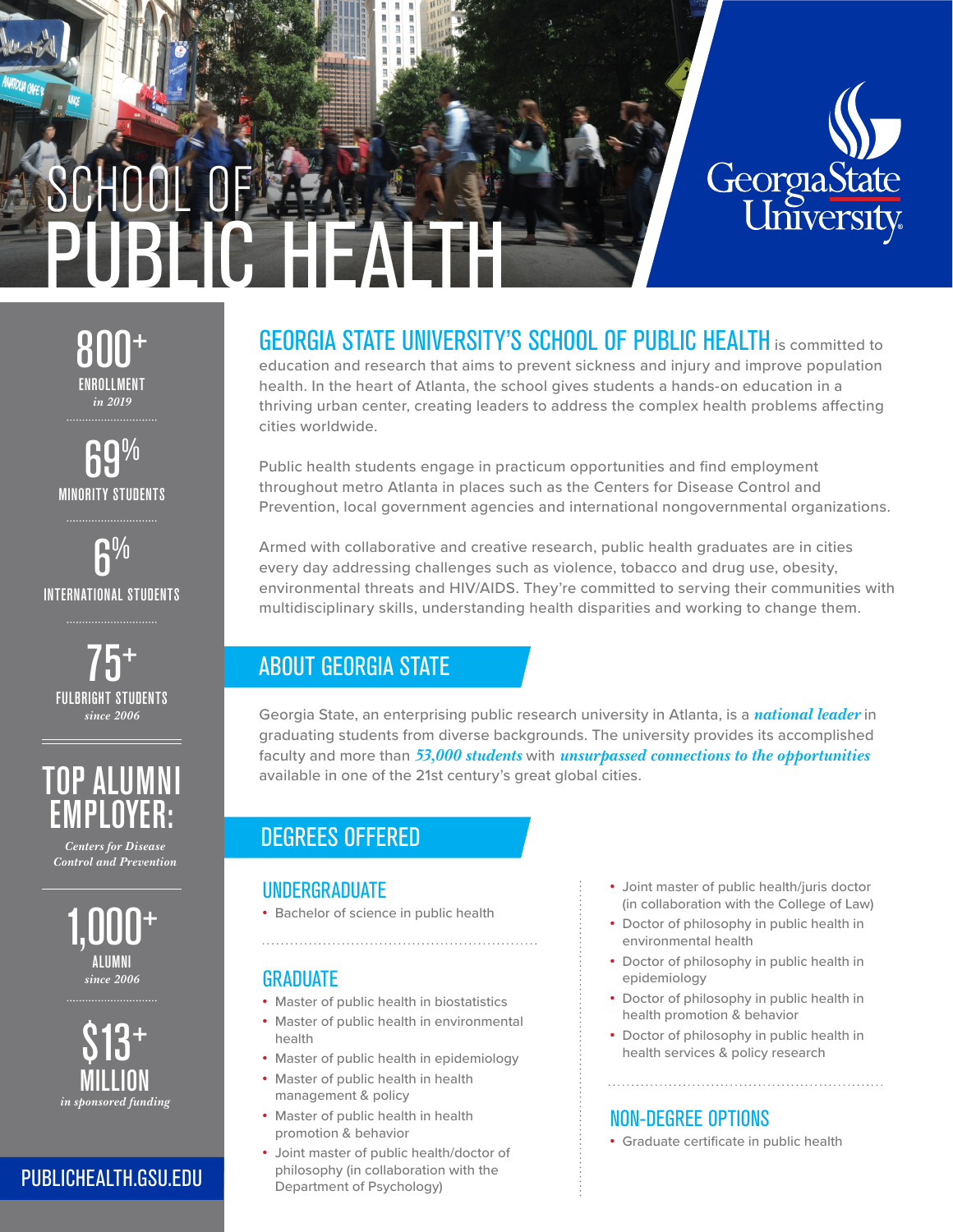# SCHOOL OF PUBLIC HEALTH

Georgia State University

**800+**
ENROLLMENT
*in 2019*

**69%**
MINORITY STUDENTS

**6%**
INTERNATIONAL STUDENTS

**75+**
FULBRIGHT STUDENTS
*since 2006*

**TOP ALUMNI EMPLOYER:**
*Centers for Disease Control and Prevention*

**1,000+**
ALUMNI
*since 2006*

**$13+ MILLION**
*in sponsored funding*

PUBLICHEALTH.GSU.EDU

**GEORGIA STATE UNIVERSITY'S SCHOOL OF PUBLIC HEALTH** is committed to education and research that aims to prevent sickness and injury and improve population health. In the heart of Atlanta, the school gives students a hands-on education in a thriving urban center, creating leaders to address the complex health problems affecting cities worldwide.

Public health students engage in practicum opportunities and find employment throughout metro Atlanta in places such as the Centers for Disease Control and Prevention, local government agencies and international nongovernmental organizations.

Armed with collaborative and creative research, public health graduates are in cities every day addressing challenges such as violence, tobacco and drug use, obesity, environmental threats and HIV/AIDS. They're committed to serving their communities with multidisciplinary skills, understanding health disparities and working to change them.

## ABOUT GEORGIA STATE

Georgia State, an enterprising public research university in Atlanta, is a ***national leader*** in graduating students from diverse backgrounds. The university provides its accomplished faculty and more than ***53,000 students*** with ***unsurpassed connections to the opportunities*** available in one of the 21st century's great global cities.

## DEGREES OFFERED

### UNDERGRADUATE

- Bachelor of science in public health

### GRADUATE

- Master of public health in biostatistics
- Master of public health in environmental health
- Master of public health in epidemiology
- Master of public health in health management & policy
- Master of public health in health promotion & behavior
- Joint master of public health/doctor of philosophy (in collaboration with the Department of Psychology)
- Joint master of public health/juris doctor (in collaboration with the College of Law)
- Doctor of philosophy in public health in environmental health
- Doctor of philosophy in public health in epidemiology
- Doctor of philosophy in public health in health promotion & behavior
- Doctor of philosophy in public health in health services & policy research

### NON-DEGREE OPTIONS

- Graduate certificate in public health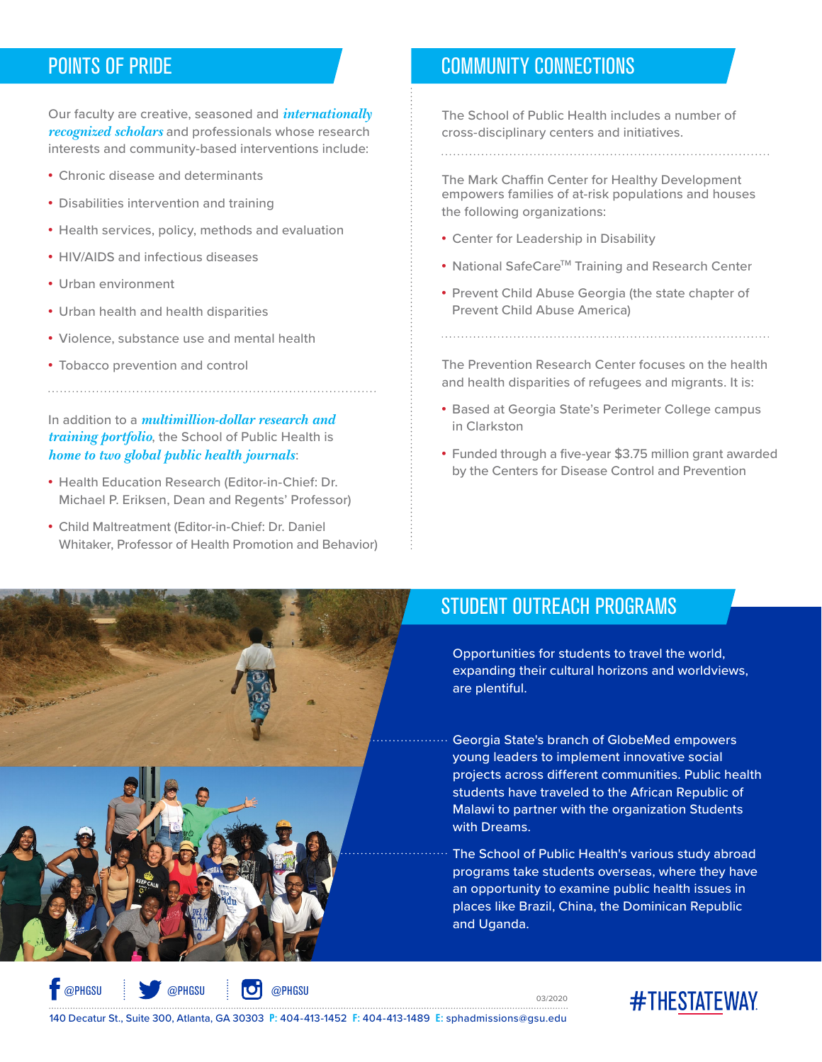## POINTS OF PRIDE

Our faculty are creative, seasoned and ***internationally recognized scholars*** and professionals whose research interests and community-based interventions include:

- Chronic disease and determinants
- Disabilities intervention and training
- Health services, policy, methods and evaluation
- HIV/AIDS and infectious diseases
- Urban environment
- Urban health and health disparities
- Violence, substance use and mental health
- Tobacco prevention and control

In addition to a ***multimillion-dollar research and training portfolio***, the School of Public Health is ***home to two global public health journals***:

- Health Education Research (Editor-in-Chief: Dr. Michael P. Eriksen, Dean and Regents' Professor)
- Child Maltreatment (Editor-in-Chief: Dr. Daniel Whitaker, Professor of Health Promotion and Behavior)

## COMMUNITY CONNECTIONS

The School of Public Health includes a number of cross-disciplinary centers and initiatives.

The Mark Chaffin Center for Healthy Development empowers families of at-risk populations and houses the following organizations:

- Center for Leadership in Disability
- National SafeCare™ Training and Research Center
- Prevent Child Abuse Georgia (the state chapter of Prevent Child Abuse America)

The Prevention Research Center focuses on the health and health disparities of refugees and migrants. It is:

- Based at Georgia State's Perimeter College campus in Clarkston
- Funded through a five-year $3.75 million grant awarded by the Centers for Disease Control and Prevention

## STUDENT OUTREACH PROGRAMS

Opportunities for students to travel the world, expanding their cultural horizons and worldviews, are plentiful.

Georgia State's branch of GlobeMed empowers young leaders to implement innovative social projects across different communities. Public health students have traveled to the African Republic of Malawi to partner with the organization Students with Dreams.

The School of Public Health's various study abroad programs take students overseas, where they have an opportunity to examine public health issues in places like Brazil, China, the Dominican Republic and Uganda.

@PHGSU | @PHGSU | @PHGSU

03/2020

140 Decatur St., Suite 300, Atlanta, GA 30303 P: 404-413-1452 F: 404-413-1489 E: sphadmissions@gsu.edu

#THESTATEWAY